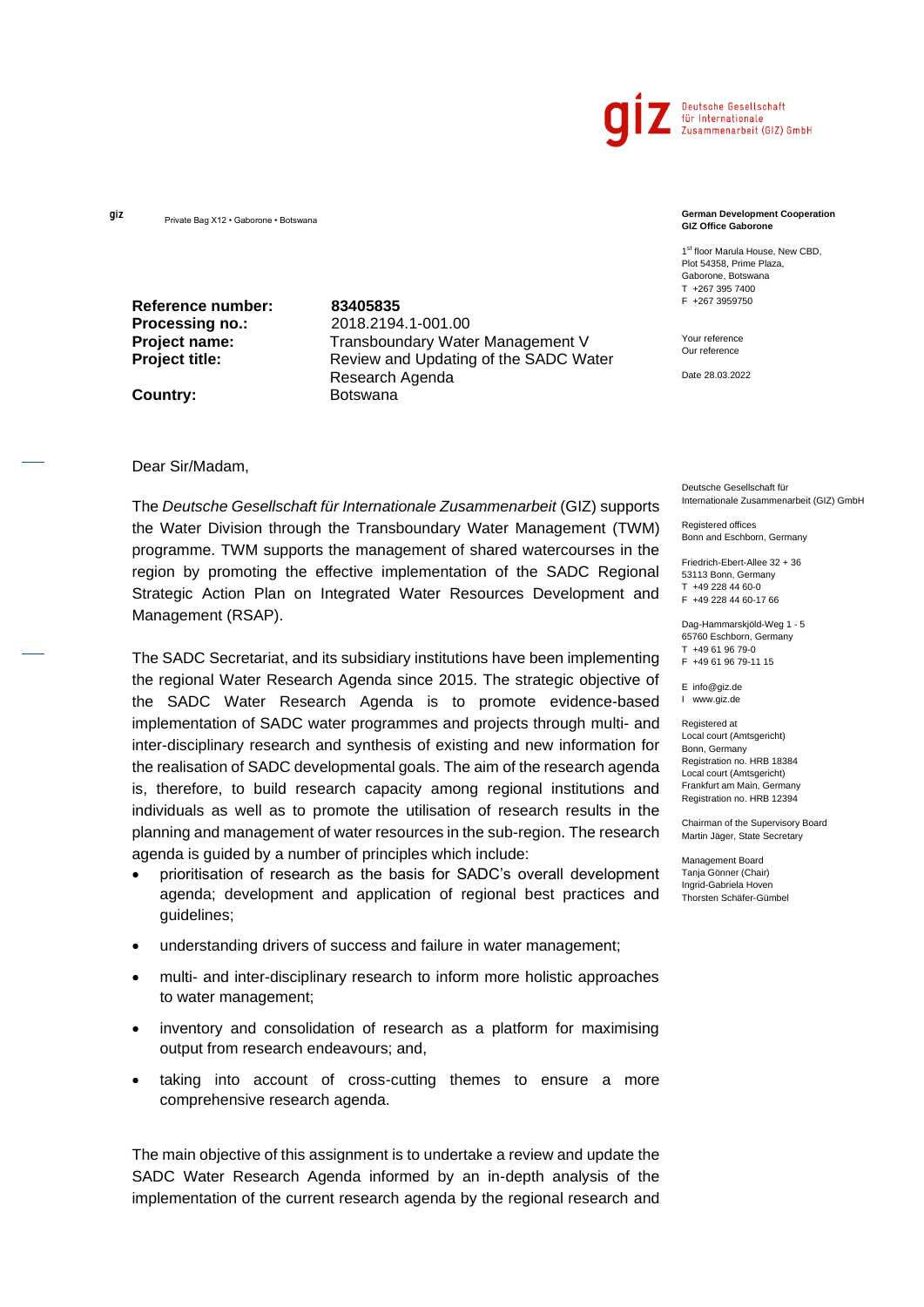Deutsche Gesellschaft für Internationale Zusammenarbeit (GIZ) GmbH

giz Private Bag X12 • Gaborone • Botswana

**German Development Cooperation**
**GIZ Office Gaborone**

1st floor Marula House, New CBD,
Plot 54358, Prime Plaza,
Gaborone, Botswana
T +267 395 7400
F +267 3959750

Your reference
Our reference

Date 28.03.2022

|  |  |
|---|---|
| **Reference number:** | **83405835** |
| **Processing no.:** | 2018.2194.1-001.00 |
| **Project name:** | Transboundary Water Management V |
| **Project title:** | Review and Updating of the SADC Water Research Agenda |
| **Country:** | Botswana |

Dear Sir/Madam,

The *Deutsche Gesellschaft für Internationale Zusammenarbeit* (GIZ) supports the Water Division through the Transboundary Water Management (TWM) programme. TWM supports the management of shared watercourses in the region by promoting the effective implementation of the SADC Regional Strategic Action Plan on Integrated Water Resources Development and Management (RSAP).

The SADC Secretariat, and its subsidiary institutions have been implementing the regional Water Research Agenda since 2015. The strategic objective of the SADC Water Research Agenda is to promote evidence-based implementation of SADC water programmes and projects through multi- and inter-disciplinary research and synthesis of existing and new information for the realisation of SADC developmental goals. The aim of the research agenda is, therefore, to build research capacity among regional institutions and individuals as well as to promote the utilisation of research results in the planning and management of water resources in the sub-region. The research agenda is guided by a number of principles which include:

- prioritisation of research as the basis for SADC's overall development agenda; development and application of regional best practices and guidelines;
- understanding drivers of success and failure in water management;
- multi- and inter-disciplinary research to inform more holistic approaches to water management;
- inventory and consolidation of research as a platform for maximising output from research endeavours; and,
- taking into account of cross-cutting themes to ensure a more comprehensive research agenda.

The main objective of this assignment is to undertake a review and update the SADC Water Research Agenda informed by an in-depth analysis of the implementation of the current research agenda by the regional research and

Deutsche Gesellschaft für Internationale Zusammenarbeit (GIZ) GmbH

Registered offices
Bonn and Eschborn, Germany

Friedrich-Ebert-Allee 32 + 36
53113 Bonn, Germany
T +49 228 44 60-0
F +49 228 44 60-17 66

Dag-Hammarskjöld-Weg 1 - 5
65760 Eschborn, Germany
T +49 61 96 79-0
F +49 61 96 79-11 15

E info@giz.de
I www.giz.de

Registered at
Local court (Amtsgericht)
Bonn, Germany
Registration no. HRB 18384
Local court (Amtsgericht)
Frankfurt am Main, Germany
Registration no. HRB 12394

Chairman of the Supervisory Board
Martin Jäger, State Secretary

Management Board
Tanja Gönner (Chair)
Ingrid-Gabriela Hoven
Thorsten Schäfer-Gümbel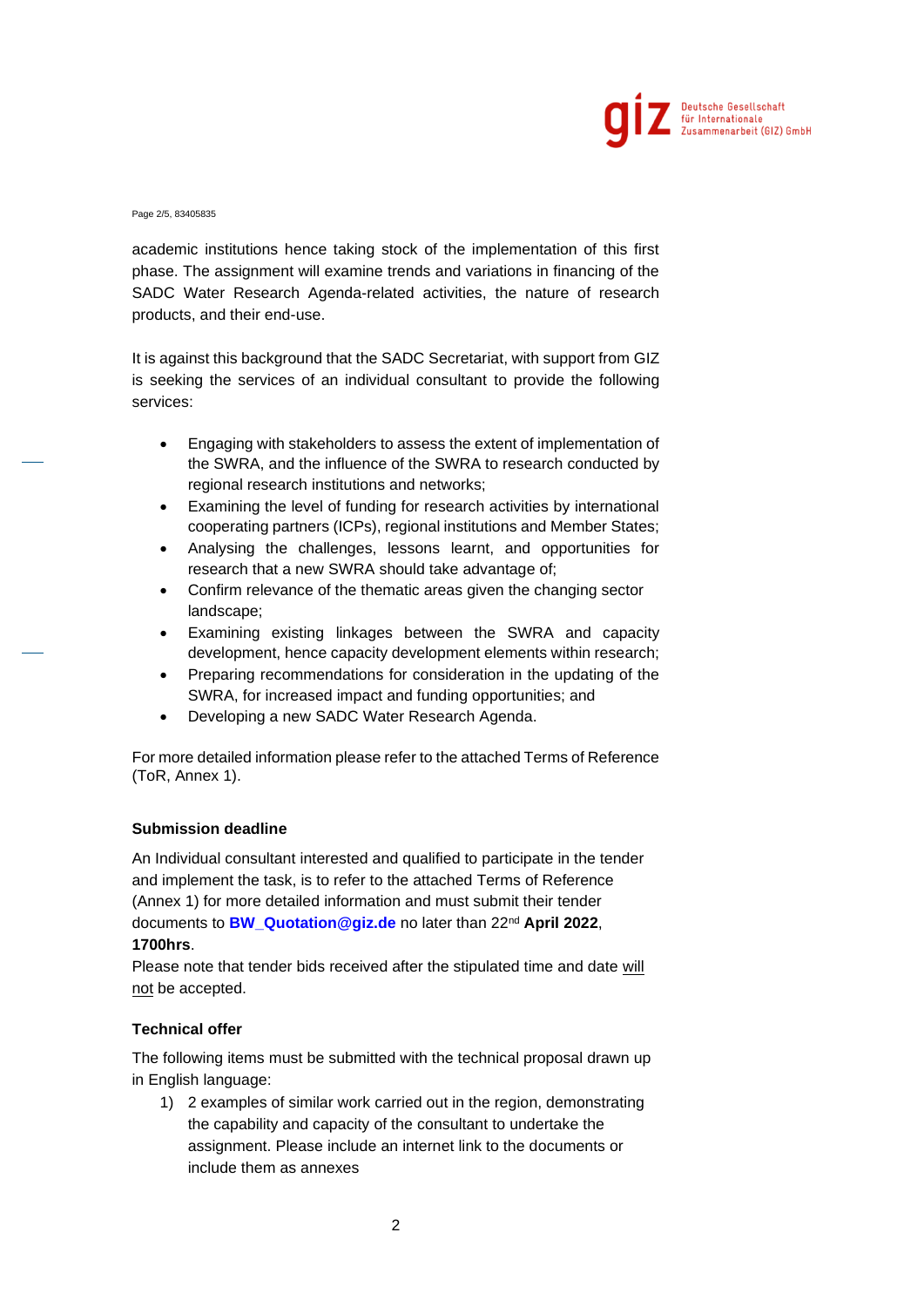academic institutions hence taking stock of the implementation of this first phase. The assignment will examine trends and variations in financing of the SADC Water Research Agenda-related activities, the nature of research products, and their end-use.

It is against this background that the SADC Secretariat, with support from GIZ is seeking the services of an individual consultant to provide the following services:

- Engaging with stakeholders to assess the extent of implementation of the SWRA, and the influence of the SWRA to research conducted by regional research institutions and networks;
- Examining the level of funding for research activities by international cooperating partners (ICPs), regional institutions and Member States;
- Analysing the challenges, lessons learnt, and opportunities for research that a new SWRA should take advantage of;
- Confirm relevance of the thematic areas given the changing sector landscape;
- Examining existing linkages between the SWRA and capacity development, hence capacity development elements within research;
- Preparing recommendations for consideration in the updating of the SWRA, for increased impact and funding opportunities; and
- Developing a new SADC Water Research Agenda.

For more detailed information please refer to the attached Terms of Reference (ToR, Annex 1).

**Submission deadline**

An Individual consultant interested and qualified to participate in the tender and implement the task, is to refer to the attached Terms of Reference (Annex 1) for more detailed information and must submit their tender documents to **BW_Quotation@giz.de** no later than 22nd **April 2022**, **1700hrs**.

Please note that tender bids received after the stipulated time and date will not be accepted.

**Technical offer**

The following items must be submitted with the technical proposal drawn up in English language:

1) 2 examples of similar work carried out in the region, demonstrating the capability and capacity of the consultant to undertake the assignment. Please include an internet link to the documents or include them as annexes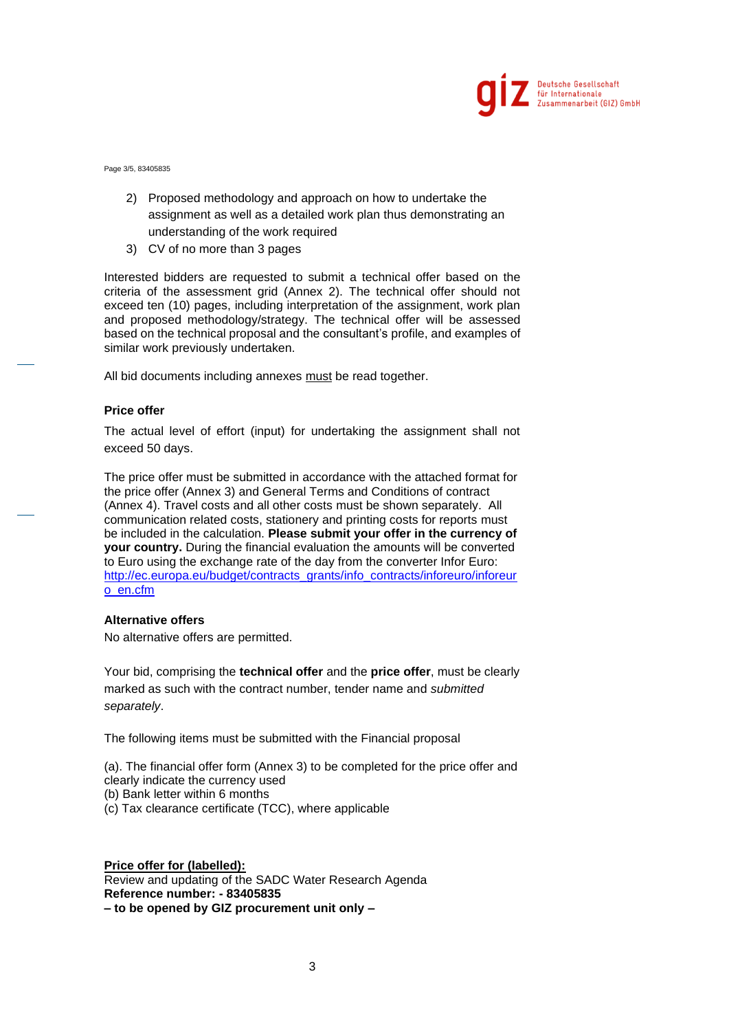2) Proposed methodology and approach on how to undertake the assignment as well as a detailed work plan thus demonstrating an understanding of the work required
3) CV of no more than 3 pages

Interested bidders are requested to submit a technical offer based on the criteria of the assessment grid (Annex 2). The technical offer should not exceed ten (10) pages, including interpretation of the assignment, work plan and proposed methodology/strategy. The technical offer will be assessed based on the technical proposal and the consultant's profile, and examples of similar work previously undertaken.

All bid documents including annexes <u>must</u> be read together.

**Price offer**

The actual level of effort (input) for undertaking the assignment shall not exceed 50 days.

The price offer must be submitted in accordance with the attached format for the price offer (Annex 3) and General Terms and Conditions of contract (Annex 4). Travel costs and all other costs must be shown separately. All communication related costs, stationery and printing costs for reports must be included in the calculation. **Please submit your offer in the currency of your country.** During the financial evaluation the amounts will be converted to Euro using the exchange rate of the day from the converter Infor Euro: [http://ec.europa.eu/budget/contracts_grants/info_contracts/inforeuro/inforeuro_en.cfm](http://ec.europa.eu/budget/contracts_grants/info_contracts/inforeuro/inforeuro_en.cfm)

**Alternative offers**

No alternative offers are permitted.

Your bid, comprising the **technical offer** and the **price offer**, must be clearly marked as such with the contract number, tender name and *submitted separately*.

The following items must be submitted with the Financial proposal

(a). The financial offer form (Annex 3) to be completed for the price offer and clearly indicate the currency used
(b) Bank letter within 6 months
(c) Tax clearance certificate (TCC), where applicable

**<u>Price offer for (labelled):</u>**
Review and updating of the SADC Water Research Agenda
**Reference number: - 83405835**
**– to be opened by GIZ procurement unit only –**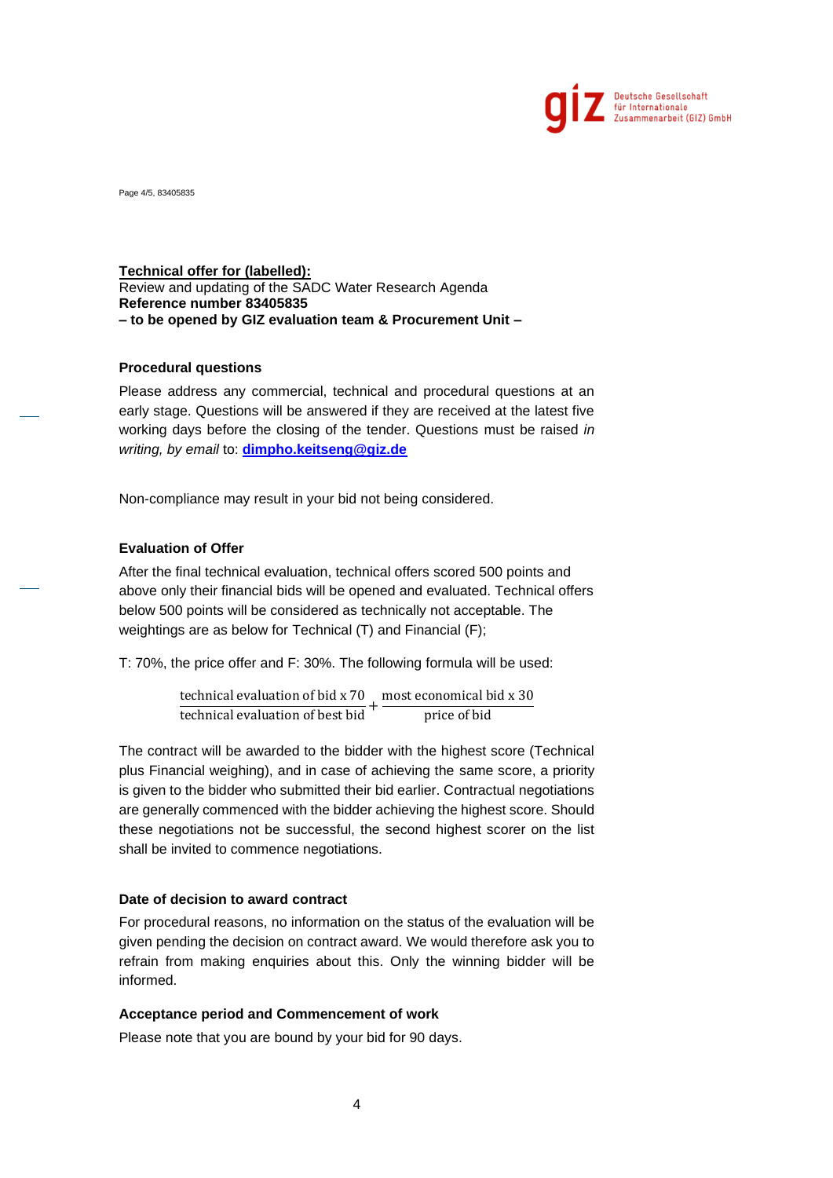**Technical offer for (labelled):**
Review and updating of the SADC Water Research Agenda
**Reference number 83405835**
**– to be opened by GIZ evaluation team & Procurement Unit –**

### Procedural questions

Please address any commercial, technical and procedural questions at an early stage. Questions will be answered if they are received at the latest five working days before the closing of the tender. Questions must be raised *in writing, by email* to: **dimpho.keitseng@giz.de**

Non-compliance may result in your bid not being considered.

### Evaluation of Offer

After the final technical evaluation, technical offers scored 500 points and above only their financial bids will be opened and evaluated. Technical offers below 500 points will be considered as technically not acceptable. The weightings are as below for Technical (T) and Financial (F);

T: 70%, the price offer and F: 30%. The following formula will be used:

$$\frac{\text{technical evaluation of bid x 70}}{\text{technical evaluation of best bid}} + \frac{\text{most economical bid x 30}}{\text{price of bid}}$$

The contract will be awarded to the bidder with the highest score (Technical plus Financial weighing), and in case of achieving the same score, a priority is given to the bidder who submitted their bid earlier. Contractual negotiations are generally commenced with the bidder achieving the highest score. Should these negotiations not be successful, the second highest scorer on the list shall be invited to commence negotiations.

### Date of decision to award contract

For procedural reasons, no information on the status of the evaluation will be given pending the decision on contract award. We would therefore ask you to refrain from making enquiries about this. Only the winning bidder will be informed.

### Acceptance period and Commencement of work

Please note that you are bound by your bid for 90 days.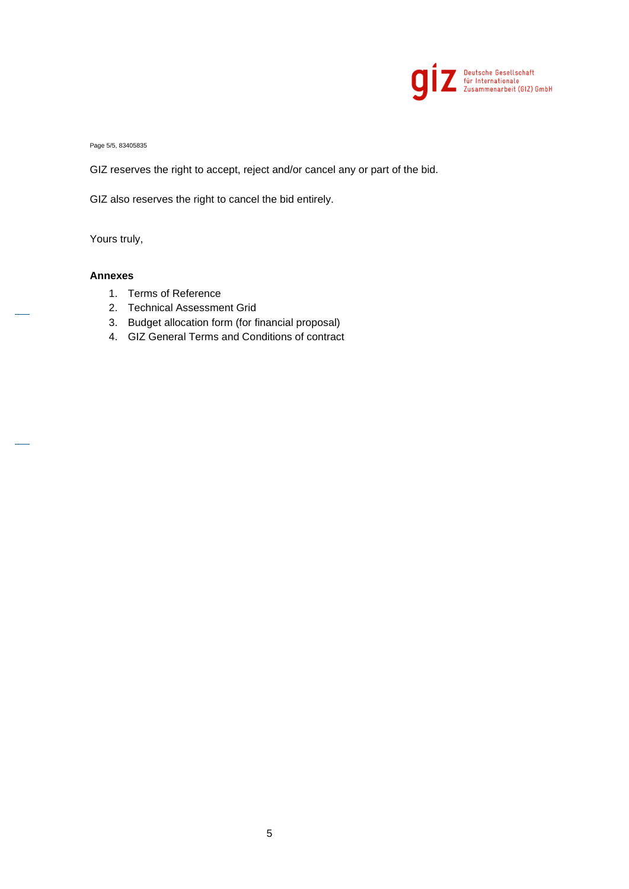GIZ reserves the right to accept, reject and/or cancel any or part of the bid.

GIZ also reserves the right to cancel the bid entirely.

Yours truly,

**Annexes**

1. Terms of Reference
2. Technical Assessment Grid
3. Budget allocation form (for financial proposal)
4. GIZ General Terms and Conditions of contract